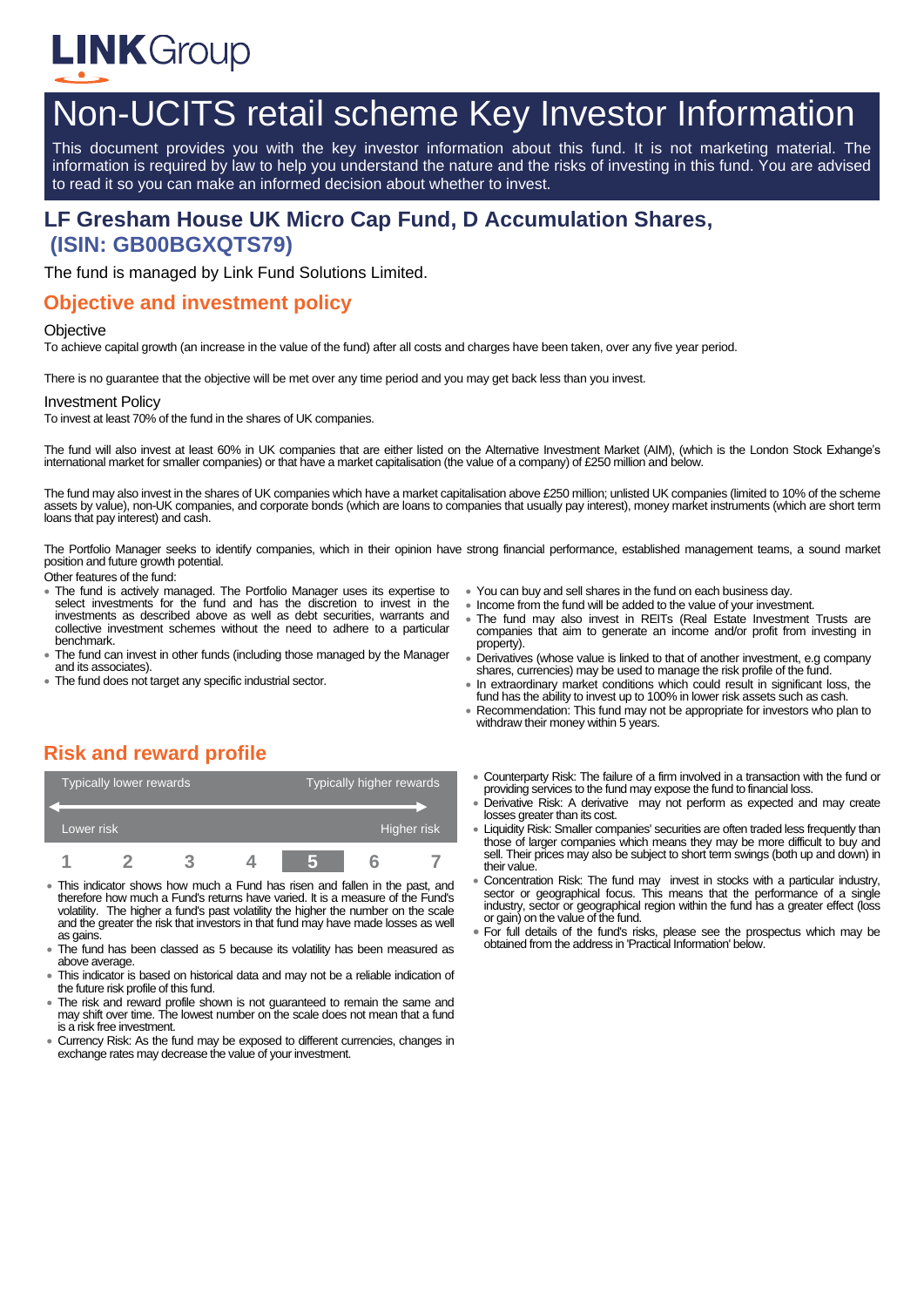**LINK**Group

# Non-UCITS retail scheme Key Investor Information

This document provides you with the key investor information about this fund. It is not marketing material. The information is required by law to help you understand the nature and the risks of investing in this fund. You are advised to read it so you can make an informed decision about whether to invest.

## LF Gresham House UK Micro Cap Fund, D Accumulation Shares, (ISIN: GB00BGXQTS79)

The fund is managed by Link Fund Solutions Limited.

## Objective and investment policy

### Objective

To achieve capital growth (an increase in the value of the fund) after all costs and charges have been taken, over any five year period.

There is no guarantee that the objective will be met over any time period and you may get back less than you invest.

### Investment Policy

To invest at least 70% of the fund in the shares of UK companies.

The fund will also invest at least 60% in UK companies that are either listed on the Alternative Investment Market (AIM), (which is the London Stock Exhange's international market for smaller companies) or that have a market capitalisation (the value of a company) of £250 million and below.

The fund may also invest in the shares of UK companies which have a market capitalisation above £250 million; unlisted UK companies (limited to 10% of the scheme assets by value), non-UK companies, and corporate bonds (which are loans to companies that usually pay interest), money market instruments (which are short term loans that pay interest) and cash.

The Portfolio Manager seeks to identify companies, which in their opinion have strong financial performance, established management teams, a sound market position and future growth potential.

Other features of the fund:

- The fund is actively managed. The Portfolio Manager uses its expertise to select investments for the fund and has the discretion to invest in the investments as described above as well as debt securities, warrants and collective investment schemes without the need to adhere to a particular benchmark.
- The fund can invest in other funds (including those managed by the Manager and its associates).
- The fund does not target any specific industrial sector.
- You can buy and sell shares in the fund on each business day.
- Income from the fund will be added to the value of your investment.
- The fund may also invest in REITs (Real Estate Investment Trusts are companies that aim to generate an income and/or profit from investing in property).
- Derivatives (whose value is linked to that of another investment, e.g company shares, currencies) may be used to manage the risk profile of the fund.
- In extraordinary market conditions which could result in significant loss, the fund has the ability to invest up to 100% in lower risk assets such as cash.
- Recommendation: This fund may not be appropriate for investors who plan to withdraw their money within 5 years.

## Risk and reward profile

| Typically lower rewards | | | | | | Typically higher rewards |
|---|---|---|---|---|---|---|
| Lower risk | | | | | | Higher risk |
| 1 | 2 | 3 | 4 | **5** | 6 | 7 |

- This indicator shows how much a Fund has risen and fallen in the past, and therefore how much a Fund's returns have varied. It is a measure of the Fund's volatility. The higher a fund's past volatility the higher the number on the scale and the greater the risk that investors in that fund may have made losses as well as gains.
- The fund has been classed as 5 because its volatility has been measured as above average.
- This indicator is based on historical data and may not be a reliable indication of the future risk profile of this fund.
- The risk and reward profile shown is not guaranteed to remain the same and may shift over time. The lowest number on the scale does not mean that a fund is a risk free investment.
- Currency Risk: As the fund may be exposed to different currencies, changes in exchange rates may decrease the value of your investment.
- Counterparty Risk: The failure of a firm involved in a transaction with the fund or providing services to the fund may expose the fund to financial loss.
- Derivative Risk: A derivative may not perform as expected and may create losses greater than its cost.
- Liquidity Risk: Smaller companies' securities are often traded less frequently than those of larger companies which means they may be more difficult to buy and sell. Their prices may also be subject to short term swings (both up and down) in their value.
- Concentration Risk: The fund may invest in stocks with a particular industry, sector or geographical focus. This means that the performance of a single industry, sector or geographical region within the fund has a greater effect (loss or gain) on the value of the fund.
- For full details of the fund's risks, please see the prospectus which may be obtained from the address in 'Practical Information' below.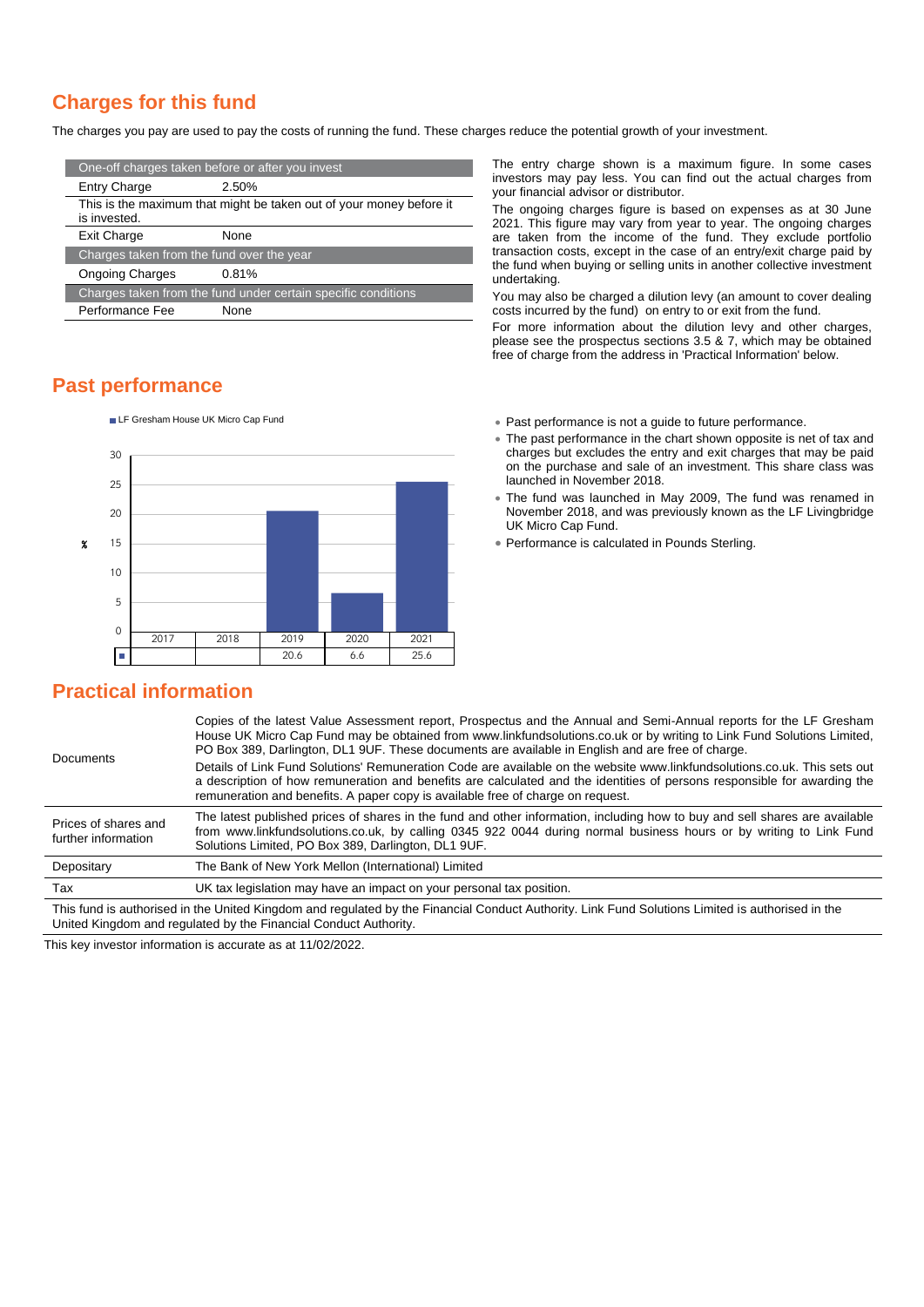## Charges for this fund

The charges you pay are used to pay the costs of running the fund. These charges reduce the potential growth of your investment.

| One-off charges taken before or after you invest | |
|---|---|
| Entry Charge | 2.50% |
| This is the maximum that might be taken out of your money before it is invested. | |
| Exit Charge | None |
| **Charges taken from the fund over the year** | |
| Ongoing Charges | 0.81% |
| **Charges taken from the fund under certain specific conditions** | |
| Performance Fee | None |

The entry charge shown is a maximum figure. In some cases investors may pay less. You can find out the actual charges from your financial advisor or distributor.

The ongoing charges figure is based on expenses as at 30 June 2021. This figure may vary from year to year. The ongoing charges are taken from the income of the fund. They exclude portfolio transaction costs, except in the case of an entry/exit charge paid by the fund when buying or selling units in another collective investment undertaking.

You may also be charged a dilution levy (an amount to cover dealing costs incurred by the fund) on entry to or exit from the fund.

For more information about the dilution levy and other charges, please see the prospectus sections 3.5 & 7, which may be obtained free of charge from the address in 'Practical Information' below.

## Past performance

LF Gresham House UK Micro Cap Fund

%

30
25
20
15
10
5
0

2017 2018 2019 2020 2021

20.6 6.6 25.6

- Past performance is not a guide to future performance.
- The past performance in the chart shown opposite is net of tax and charges but excludes the entry and exit charges that may be paid on the purchase and sale of an investment. This share class was launched in November 2018.
- The fund was launched in May 2009, The fund was renamed in November 2018, and was previously known as the LF Livingbridge UK Micro Cap Fund.
- Performance is calculated in Pounds Sterling.

## Practical information

| | |
|---|---|
| Documents | Copies of the latest Value Assessment report, Prospectus and the Annual and Semi-Annual reports for the LF Gresham House UK Micro Cap Fund may be obtained from www.linkfundsolutions.co.uk or by writing to Link Fund Solutions Limited, PO Box 389, Darlington, DL1 9UF. These documents are available in English and are free of charge. Details of Link Fund Solutions' Remuneration Code are available on the website www.linkfundsolutions.co.uk. This sets out a description of how remuneration and benefits are calculated and the identities of persons responsible for awarding the remuneration and benefits. A paper copy is available free of charge on request. |
| Prices of shares and further information | The latest published prices of shares in the fund and other information, including how to buy and sell shares are available from www.linkfundsolutions.co.uk, by calling 0345 922 0044 during normal business hours or by writing to Link Fund Solutions Limited, PO Box 389, Darlington, DL1 9UF. |
| Depositary | The Bank of New York Mellon (International) Limited |
| Tax | UK tax legislation may have an impact on your personal tax position. |

This fund is authorised in the United Kingdom and regulated by the Financial Conduct Authority. Link Fund Solutions Limited is authorised in the United Kingdom and regulated by the Financial Conduct Authority.

This key investor information is accurate as at 11/02/2022.